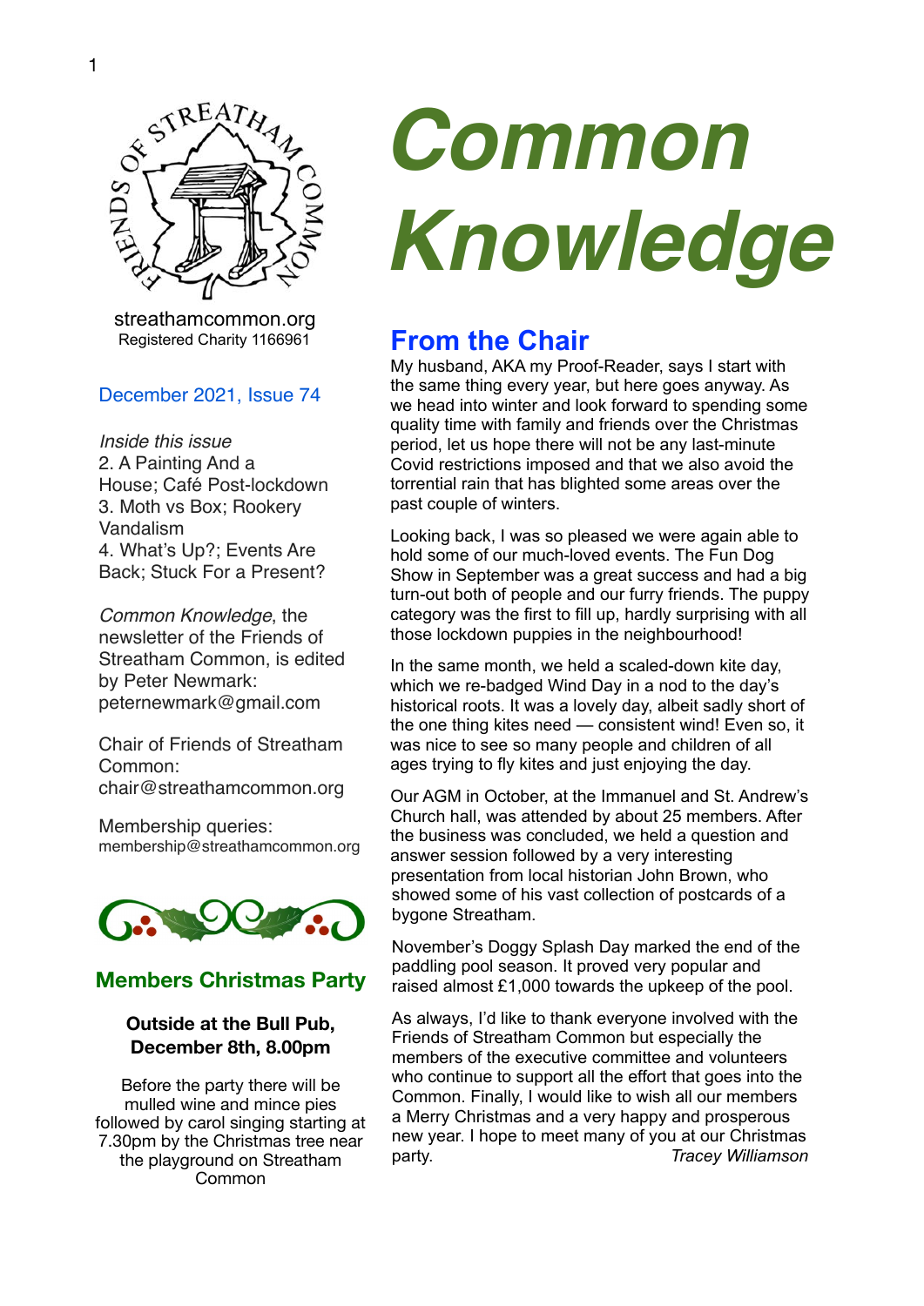# Common Knowledge

streathamcommon.org
Registered Charity 1166961

December 2021, Issue 74

*Inside this issue*
2. A Painting And a House; Café Post-lockdown
3. Moth vs Box; Rookery Vandalism
4. What's Up?; Events Are Back; Stuck For a Present?

*Common Knowledge*, the newsletter of the Friends of Streatham Common, is edited by Peter Newmark: peternewmark@gmail.com

Chair of Friends of Streatham Common: chair@streathamcommon.org

Membership queries: membership@streathamcommon.org

## Members Christmas Party

**Outside at the Bull Pub, December 8th, 8.00pm**

Before the party there will be mulled wine and mince pies followed by carol singing starting at 7.30pm by the Christmas tree near the playground on Streatham Common

## From the Chair

My husband, AKA my Proof-Reader, says I start with the same thing every year, but here goes anyway. As we head into winter and look forward to spending some quality time with family and friends over the Christmas period, let us hope there will not be any last-minute Covid restrictions imposed and that we also avoid the torrential rain that has blighted some areas over the past couple of winters.

Looking back, I was so pleased we were again able to hold some of our much-loved events. The Fun Dog Show in September was a great success and had a big turn-out both of people and our furry friends. The puppy category was the first to fill up, hardly surprising with all those lockdown puppies in the neighbourhood!

In the same month, we held a scaled-down kite day, which we re-badged Wind Day in a nod to the day's historical roots. It was a lovely day, albeit sadly short of the one thing kites need — consistent wind! Even so, it was nice to see so many people and children of all ages trying to fly kites and just enjoying the day.

Our AGM in October, at the Immanuel and St. Andrew's Church hall, was attended by about 25 members. After the business was concluded, we held a question and answer session followed by a very interesting presentation from local historian John Brown, who showed some of his vast collection of postcards of a bygone Streatham.

November's Doggy Splash Day marked the end of the paddling pool season. It proved very popular and raised almost £1,000 towards the upkeep of the pool.

As always, I'd like to thank everyone involved with the Friends of Streatham Common but especially the members of the executive committee and volunteers who continue to support all the effort that goes into the Common. Finally, I would like to wish all our members a Merry Christmas and a very happy and prosperous new year. I hope to meet many of you at our Christmas party.

*Tracey Williamson*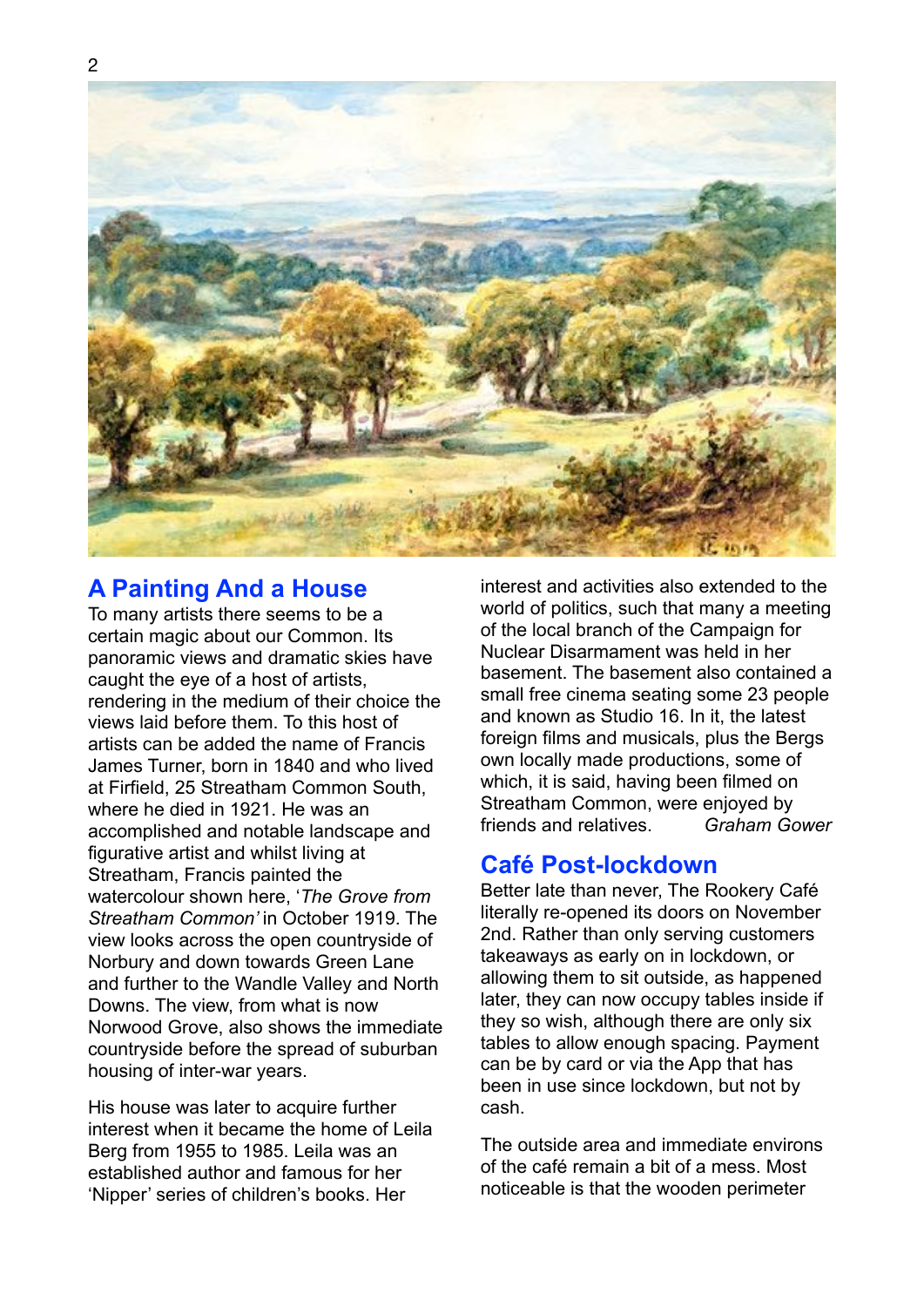## A Painting And a House

To many artists there seems to be a certain magic about our Common. Its panoramic views and dramatic skies have caught the eye of a host of artists, rendering in the medium of their choice the views laid before them. To this host of artists can be added the name of Francis James Turner, born in 1840 and who lived at Firfield, 25 Streatham Common South, where he died in 1921. He was an accomplished and notable landscape and figurative artist and whilst living at Streatham, Francis painted the watercolour shown here, '*The Grove from Streatham Common'* in October 1919. The view looks across the open countryside of Norbury and down towards Green Lane and further to the Wandle Valley and North Downs. The view, from what is now Norwood Grove, also shows the immediate countryside before the spread of suburban housing of inter-war years.

His house was later to acquire further interest when it became the home of Leila Berg from 1955 to 1985. Leila was an established author and famous for her 'Nipper' series of children's books. Her interest and activities also extended to the world of politics, such that many a meeting of the local branch of the Campaign for Nuclear Disarmament was held in her basement. The basement also contained a small free cinema seating some 23 people and known as Studio 16. In it, the latest foreign films and musicals, plus the Bergs own locally made productions, some of which, it is said, having been filmed on Streatham Common, were enjoyed by friends and relatives. *Graham Gower*

## Café Post-lockdown

Better late than never, The Rookery Café literally re-opened its doors on November 2nd. Rather than only serving customers takeaways as early on in lockdown, or allowing them to sit outside, as happened later, they can now occupy tables inside if they so wish, although there are only six tables to allow enough spacing. Payment can be by card or via the App that has been in use since lockdown, but not by cash.

The outside area and immediate environs of the café remain a bit of a mess. Most noticeable is that the wooden perimeter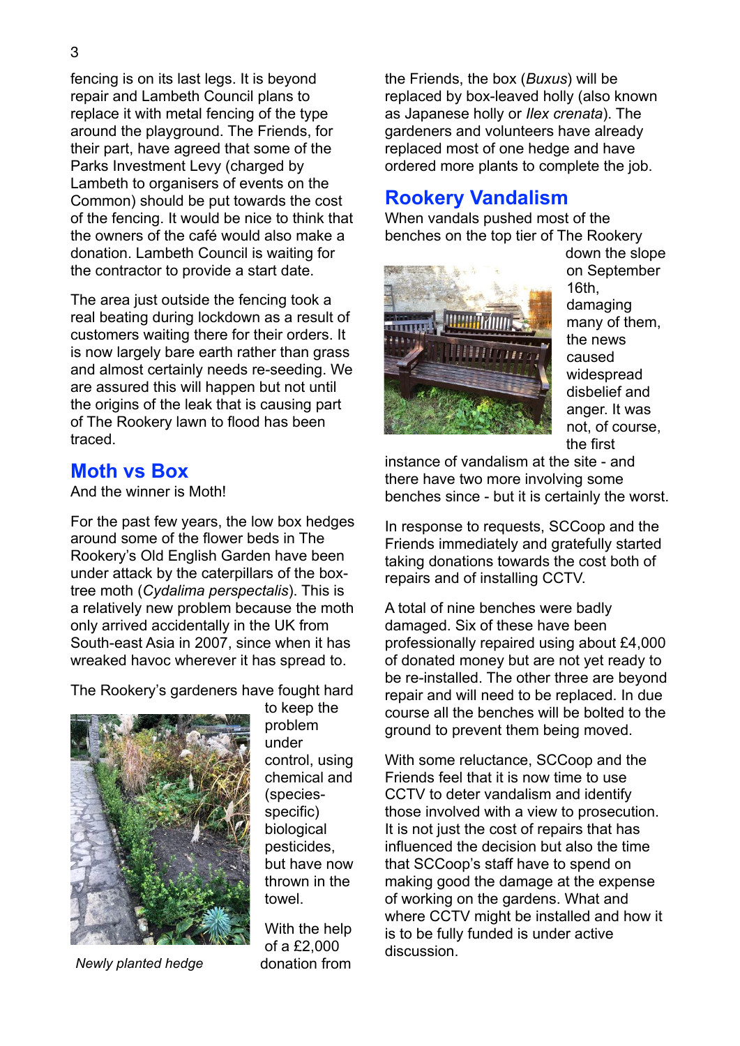fencing is on its last legs. It is beyond repair and Lambeth Council plans to replace it with metal fencing of the type around the playground. The Friends, for their part, have agreed that some of the Parks Investment Levy (charged by Lambeth to organisers of events on the Common) should be put towards the cost of the fencing. It would be nice to think that the owners of the café would also make a donation. Lambeth Council is waiting for the contractor to provide a start date.

The area just outside the fencing took a real beating during lockdown as a result of customers waiting there for their orders. It is now largely bare earth rather than grass and almost certainly needs re-seeding. We are assured this will happen but not until the origins of the leak that is causing part of The Rookery lawn to flood has been traced.

## Moth vs Box

And the winner is Moth!

For the past few years, the low box hedges around some of the flower beds in The Rookery's Old English Garden have been under attack by the caterpillars of the box-tree moth (*Cydalima perspectalis*). This is a relatively new problem because the moth only arrived accidentally in the UK from South-east Asia in 2007, since when it has wreaked havoc wherever it has spread to.

The Rookery's gardeners have fought hard to keep the problem under control, using chemical and (species-specific) biological pesticides, but have now thrown in the towel.

*Newly planted hedge*

With the help of a £2,000 donation from the Friends, the box (*Buxus*) will be replaced by box-leaved holly (also known as Japanese holly or *Ilex crenata*). The gardeners and volunteers have already replaced most of one hedge and have ordered more plants to complete the job.

## Rookery Vandalism

When vandals pushed most of the benches on the top tier of The Rookery down the slope on September 16th, damaging many of them, the news caused widespread disbelief and anger. It was not, of course, the first instance of vandalism at the site - and there have two more involving some benches since - but it is certainly the worst.

In response to requests, SCCoop and the Friends immediately and gratefully started taking donations towards the cost both of repairs and of installing CCTV.

A total of nine benches were badly damaged. Six of these have been professionally repaired using about £4,000 of donated money but are not yet ready to be re-installed. The other three are beyond repair and will need to be replaced. In due course all the benches will be bolted to the ground to prevent them being moved.

With some reluctance, SCCoop and the Friends feel that it is now time to use CCTV to deter vandalism and identify those involved with a view to prosecution. It is not just the cost of repairs that has influenced the decision but also the time that SCCoop's staff have to spend on making good the damage at the expense of working on the gardens. What and where CCTV might be installed and how it is to be fully funded is under active discussion.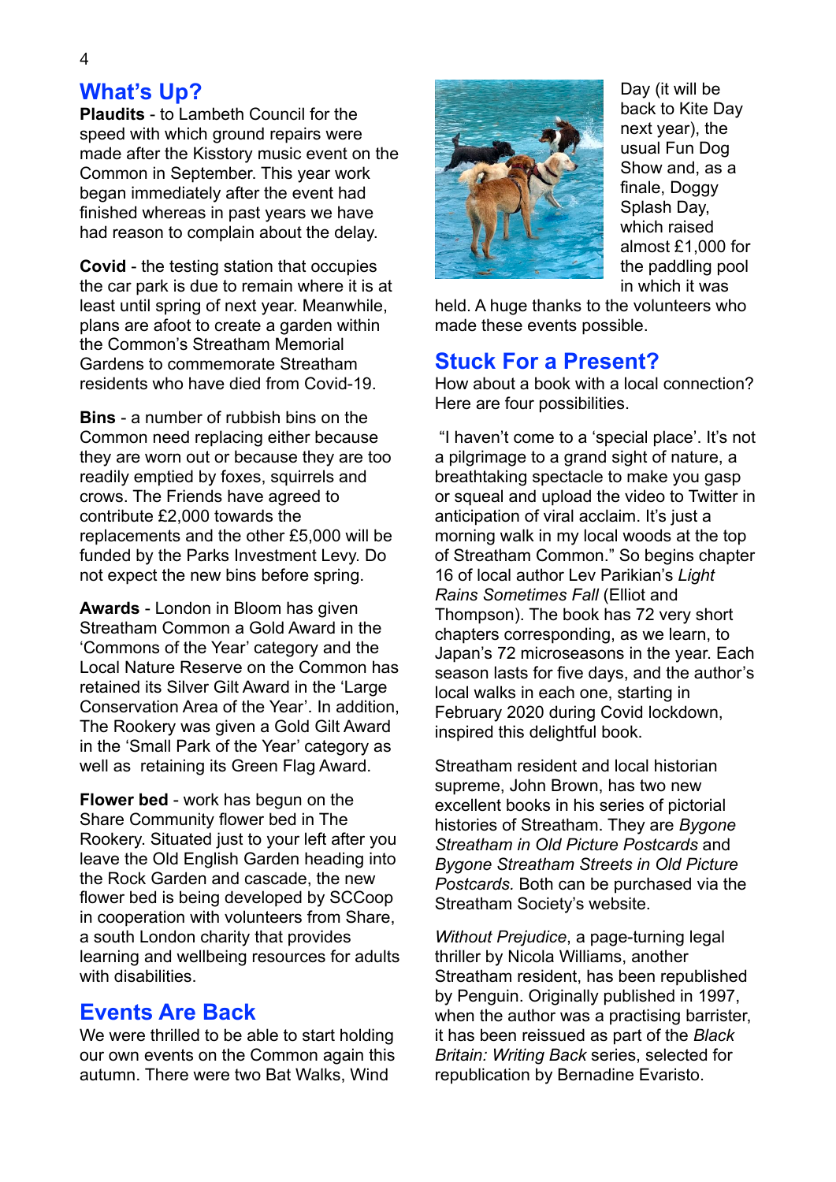## What's Up?

**Plaudits** - to Lambeth Council for the speed with which ground repairs were made after the Kisstory music event on the Common in September. This year work began immediately after the event had finished whereas in past years we have had reason to complain about the delay.

**Covid** - the testing station that occupies the car park is due to remain where it is at least until spring of next year. Meanwhile, plans are afoot to create a garden within the Common's Streatham Memorial Gardens to commemorate Streatham residents who have died from Covid-19.

**Bins** - a number of rubbish bins on the Common need replacing either because they are worn out or because they are too readily emptied by foxes, squirrels and crows. The Friends have agreed to contribute £2,000 towards the replacements and the other £5,000 will be funded by the Parks Investment Levy. Do not expect the new bins before spring.

**Awards** - London in Bloom has given Streatham Common a Gold Award in the 'Commons of the Year' category and the Local Nature Reserve on the Common has retained its Silver Gilt Award in the 'Large Conservation Area of the Year'. In addition, The Rookery was given a Gold Gilt Award in the 'Small Park of the Year' category as well as retaining its Green Flag Award.

**Flower bed** - work has begun on the Share Community flower bed in The Rookery. Situated just to your left after you leave the Old English Garden heading into the Rock Garden and cascade, the new flower bed is being developed by SCCoop in cooperation with volunteers from Share, a south London charity that provides learning and wellbeing resources for adults with disabilities.

## Events Are Back

We were thrilled to be able to start holding our own events on the Common again this autumn. There were two Bat Walks, Wind Day (it will be back to Kite Day next year), the usual Fun Dog Show and, as a finale, Doggy Splash Day, which raised almost £1,000 for the paddling pool in which it was held. A huge thanks to the volunteers who made these events possible.

## Stuck For a Present?

How about a book with a local connection? Here are four possibilities.

"I haven't come to a 'special place'. It's not a pilgrimage to a grand sight of nature, a breathtaking spectacle to make you gasp or squeal and upload the video to Twitter in anticipation of viral acclaim. It's just a morning walk in my local woods at the top of Streatham Common." So begins chapter 16 of local author Lev Parikian's *Light Rains Sometimes Fall* (Elliot and Thompson). The book has 72 very short chapters corresponding, as we learn, to Japan's 72 microseasons in the year. Each season lasts for five days, and the author's local walks in each one, starting in February 2020 during Covid lockdown, inspired this delightful book.

Streatham resident and local historian supreme, John Brown, has two new excellent books in his series of pictorial histories of Streatham. They are *Bygone Streatham in Old Picture Postcards* and *Bygone Streatham Streets in Old Picture Postcards.* Both can be purchased via the Streatham Society's website.

*Without Prejudice*, a page-turning legal thriller by Nicola Williams, another Streatham resident, has been republished by Penguin. Originally published in 1997, when the author was a practising barrister, it has been reissued as part of the *Black Britain: Writing Back* series, selected for republication by Bernadine Evaristo.